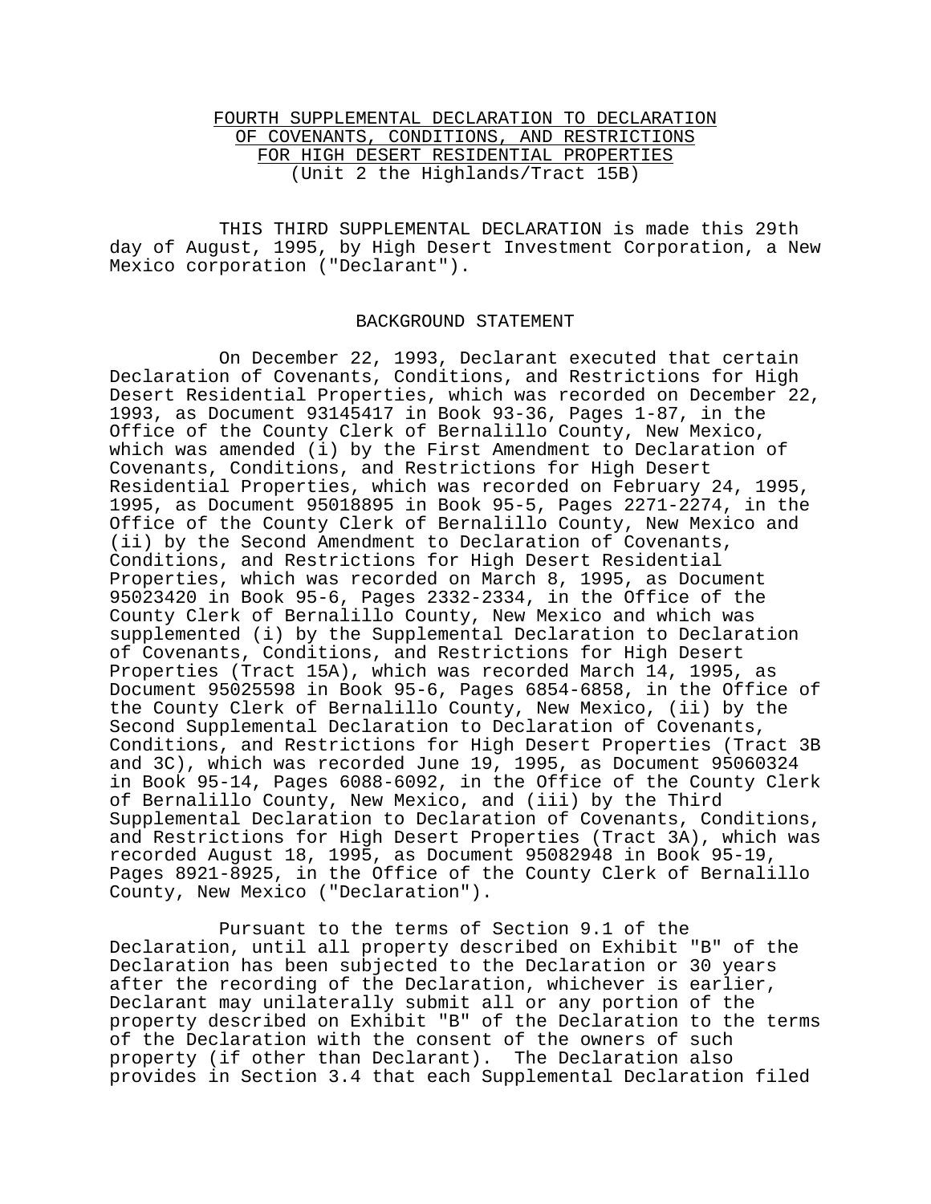FOURTH SUPPLEMENTAL DECLARATION TO DECLARATION
OF COVENANTS, CONDITIONS, AND RESTRICTIONS
FOR HIGH DESERT RESIDENTIAL PROPERTIES
(Unit 2 the Highlands/Tract 15B)

THIS THIRD SUPPLEMENTAL DECLARATION is made this 29th day of August, 1995, by High Desert Investment Corporation, a New Mexico corporation ("Declarant").

BACKGROUND STATEMENT

On December 22, 1993, Declarant executed that certain Declaration of Covenants, Conditions, and Restrictions for High Desert Residential Properties, which was recorded on December 22, 1993, as Document 93145417 in Book 93-36, Pages 1-87, in the Office of the County Clerk of Bernalillo County, New Mexico, which was amended (i) by the First Amendment to Declaration of Covenants, Conditions, and Restrictions for High Desert Residential Properties, which was recorded on February 24, 1995, 1995, as Document 95018895 in Book 95-5, Pages 2271-2274, in the Office of the County Clerk of Bernalillo County, New Mexico and (ii) by the Second Amendment to Declaration of Covenants, Conditions, and Restrictions for High Desert Residential Properties, which was recorded on March 8, 1995, as Document 95023420 in Book 95-6, Pages 2332-2334, in the Office of the County Clerk of Bernalillo County, New Mexico and which was supplemented (i) by the Supplemental Declaration to Declaration of Covenants, Conditions, and Restrictions for High Desert Properties (Tract 15A), which was recorded March 14, 1995, as Document 95025598 in Book 95-6, Pages 6854-6858, in the Office of the County Clerk of Bernalillo County, New Mexico, (ii) by the Second Supplemental Declaration to Declaration of Covenants, Conditions, and Restrictions for High Desert Properties (Tract 3B and 3C), which was recorded June 19, 1995, as Document 95060324 in Book 95-14, Pages 6088-6092, in the Office of the County Clerk of Bernalillo County, New Mexico, and (iii) by the Third Supplemental Declaration to Declaration of Covenants, Conditions, and Restrictions for High Desert Properties (Tract 3A), which was recorded August 18, 1995, as Document 95082948 in Book 95-19, Pages 8921-8925, in the Office of the County Clerk of Bernalillo County, New Mexico ("Declaration").

Pursuant to the terms of Section 9.1 of the Declaration, until all property described on Exhibit "B" of the Declaration has been subjected to the Declaration or 30 years after the recording of the Declaration, whichever is earlier, Declarant may unilaterally submit all or any portion of the property described on Exhibit "B" of the Declaration to the terms of the Declaration with the consent of the owners of such property (if other than Declarant). The Declaration also provides in Section 3.4 that each Supplemental Declaration filed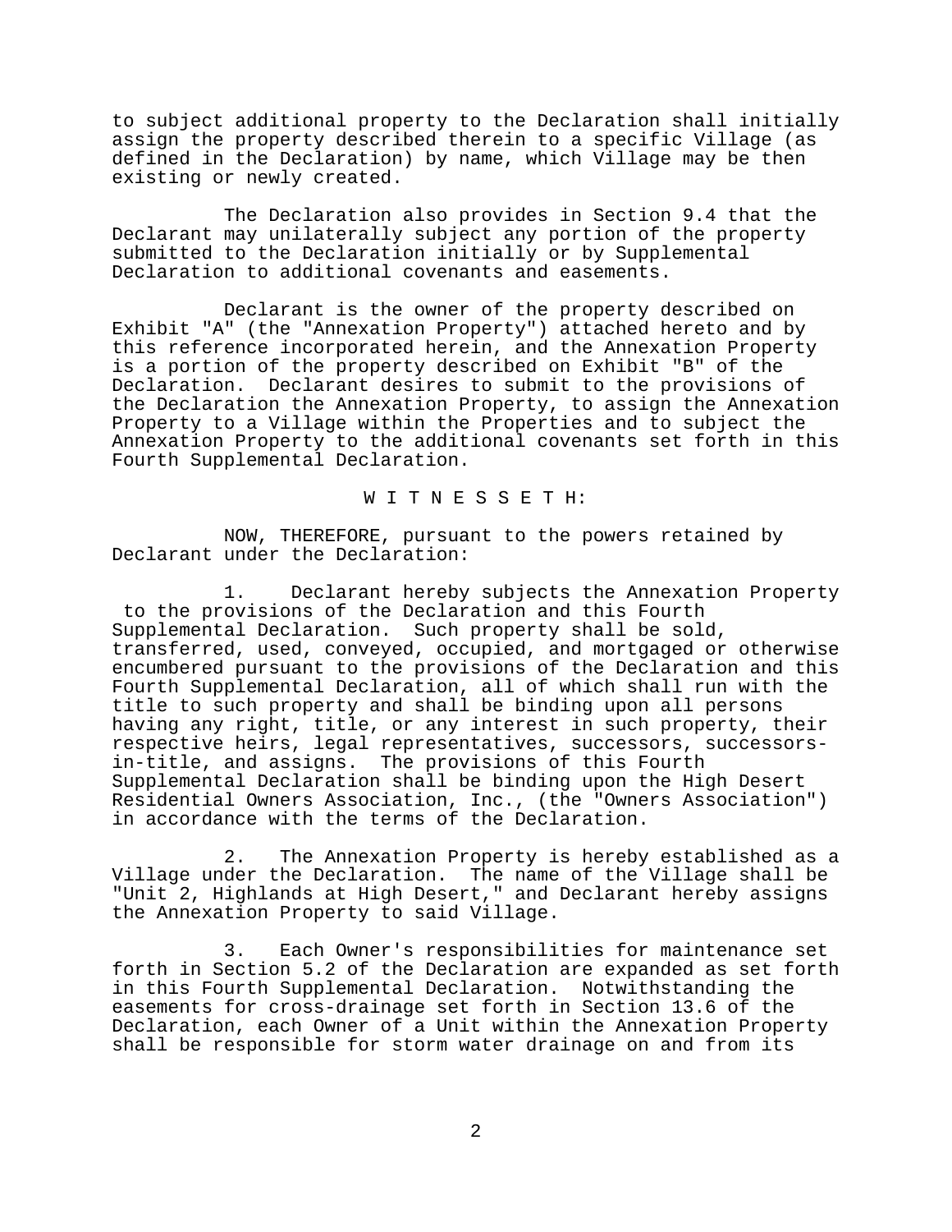to subject additional property to the Declaration shall initially assign the property described therein to a specific Village (as defined in the Declaration) by name, which Village may be then existing or newly created.

The Declaration also provides in Section 9.4 that the Declarant may unilaterally subject any portion of the property submitted to the Declaration initially or by Supplemental Declaration to additional covenants and easements.

Declarant is the owner of the property described on Exhibit "A" (the "Annexation Property") attached hereto and by this reference incorporated herein, and the Annexation Property is a portion of the property described on Exhibit "B" of the Declaration. Declarant desires to submit to the provisions of the Declaration the Annexation Property, to assign the Annexation Property to a Village within the Properties and to subject the Annexation Property to the additional covenants set forth in this Fourth Supplemental Declaration.

W I T N E S S E T H:

NOW, THEREFORE, pursuant to the powers retained by Declarant under the Declaration:

1. Declarant hereby subjects the Annexation Property to the provisions of the Declaration and this Fourth Supplemental Declaration. Such property shall be sold, transferred, used, conveyed, occupied, and mortgaged or otherwise encumbered pursuant to the provisions of the Declaration and this Fourth Supplemental Declaration, all of which shall run with the title to such property and shall be binding upon all persons having any right, title, or any interest in such property, their respective heirs, legal representatives, successors, successors-in-title, and assigns. The provisions of this Fourth Supplemental Declaration shall be binding upon the High Desert Residential Owners Association, Inc., (the "Owners Association") in accordance with the terms of the Declaration.

2. The Annexation Property is hereby established as a Village under the Declaration. The name of the Village shall be "Unit 2, Highlands at High Desert," and Declarant hereby assigns the Annexation Property to said Village.

3. Each Owner's responsibilities for maintenance set forth in Section 5.2 of the Declaration are expanded as set forth in this Fourth Supplemental Declaration. Notwithstanding the easements for cross-drainage set forth in Section 13.6 of the Declaration, each Owner of a Unit within the Annexation Property shall be responsible for storm water drainage on and from its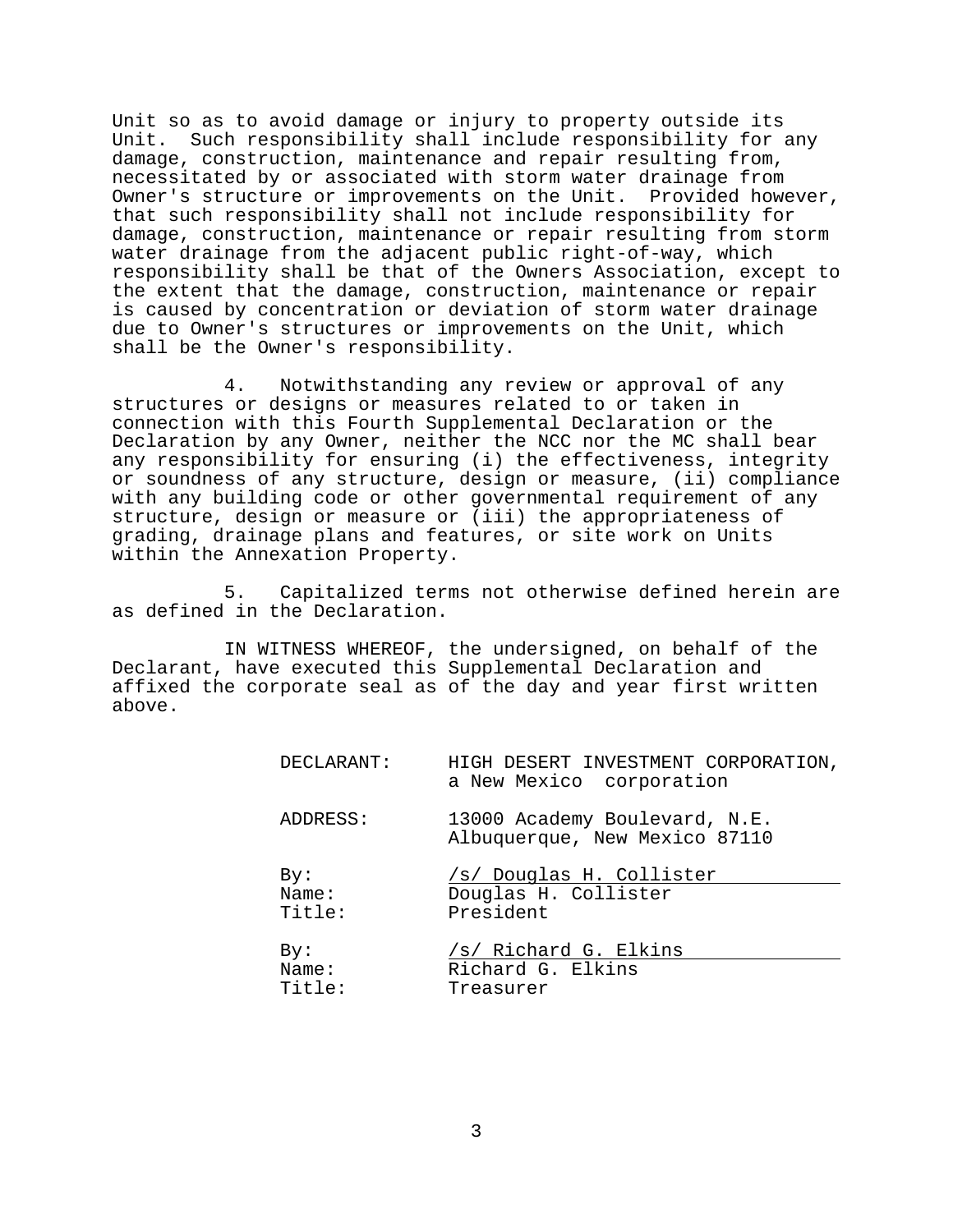Unit so as to avoid damage or injury to property outside its Unit. Such responsibility shall include responsibility for any damage, construction, maintenance and repair resulting from, necessitated by or associated with storm water drainage from Owner's structure or improvements on the Unit. Provided however, that such responsibility shall not include responsibility for damage, construction, maintenance or repair resulting from storm water drainage from the adjacent public right-of-way, which responsibility shall be that of the Owners Association, except to the extent that the damage, construction, maintenance or repair is caused by concentration or deviation of storm water drainage due to Owner's structures or improvements on the Unit, which shall be the Owner's responsibility.

4. Notwithstanding any review or approval of any structures or designs or measures related to or taken in connection with this Fourth Supplemental Declaration or the Declaration by any Owner, neither the NCC nor the MC shall bear any responsibility for ensuring (i) the effectiveness, integrity or soundness of any structure, design or measure, (ii) compliance with any building code or other governmental requirement of any structure, design or measure or (iii) the appropriateness of grading, drainage plans and features, or site work on Units within the Annexation Property.

5. Capitalized terms not otherwise defined herein are as defined in the Declaration.

IN WITNESS WHEREOF, the undersigned, on behalf of the Declarant, have executed this Supplemental Declaration and affixed the corporate seal as of the day and year first written above.

DECLARANT: HIGH DESERT INVESTMENT CORPORATION, a New Mexico corporation

ADDRESS: 13000 Academy Boulevard, N.E.
Albuquerque, New Mexico 87110

By: /s/ Douglas H. Collister
Name: Douglas H. Collister
Title: President

By: /s/ Richard G. Elkins
Name: Richard G. Elkins
Title: Treasurer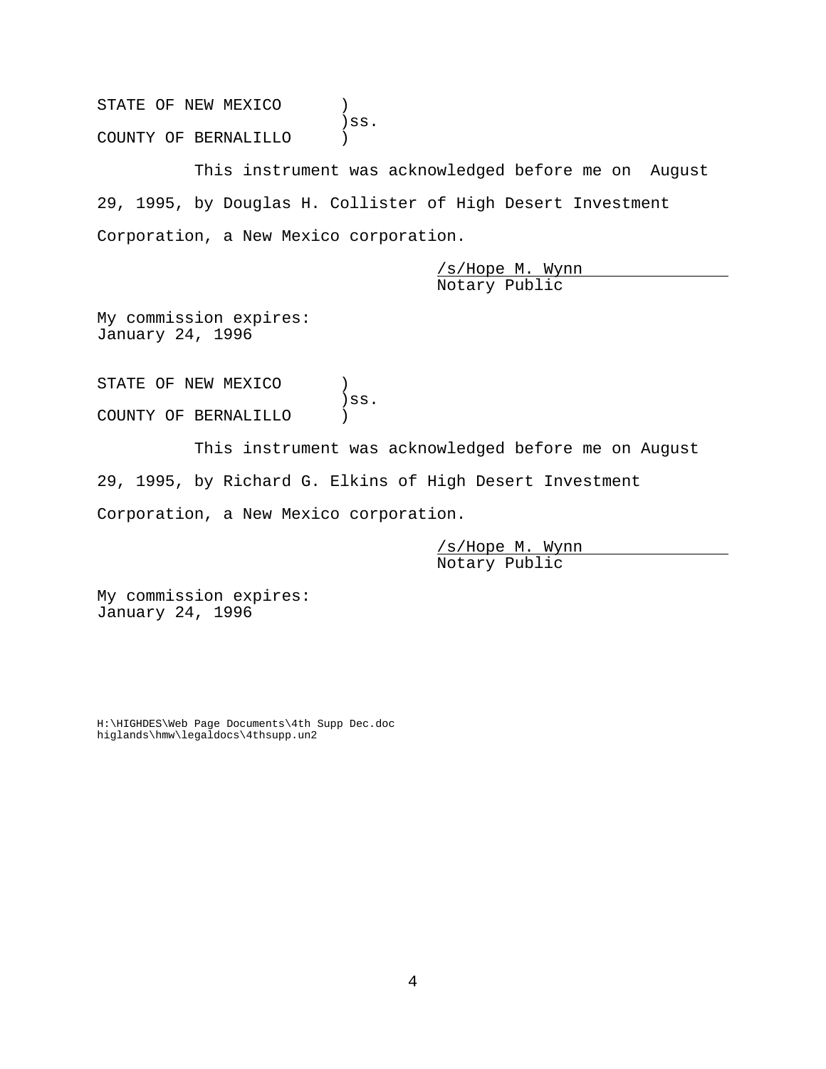STATE OF NEW MEXICO )
)ss.
COUNTY OF BERNALILLO )

This instrument was acknowledged before me on August 29, 1995, by Douglas H. Collister of High Desert Investment Corporation, a New Mexico corporation.

/s/Hope M. Wynn
Notary Public

My commission expires:
January 24, 1996

STATE OF NEW MEXICO )
)ss.
COUNTY OF BERNALILLO )

This instrument was acknowledged before me on August 29, 1995, by Richard G. Elkins of High Desert Investment Corporation, a New Mexico corporation.

/s/Hope M. Wynn
Notary Public

My commission expires:
January 24, 1996

H:\HIGHDES\Web Page Documents\4th Supp Dec.doc
higlands\hmw\legaldocs\4thsupp.un2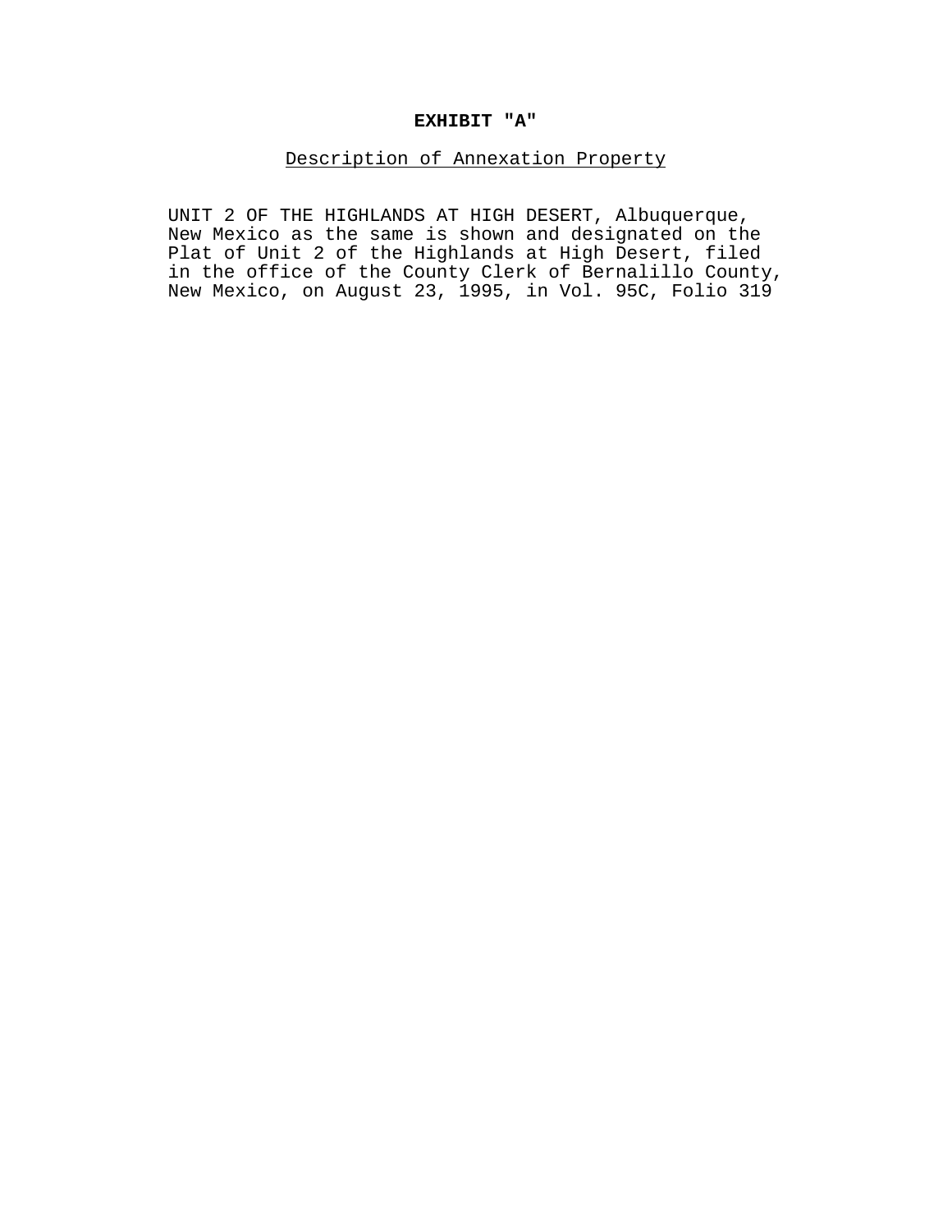**EXHIBIT "A"**

Description of Annexation Property

UNIT 2 OF THE HIGHLANDS AT HIGH DESERT, Albuquerque, New Mexico as the same is shown and designated on the Plat of Unit 2 of the Highlands at High Desert, filed in the office of the County Clerk of Bernalillo County, New Mexico, on August 23, 1995, in Vol. 95C, Folio 319